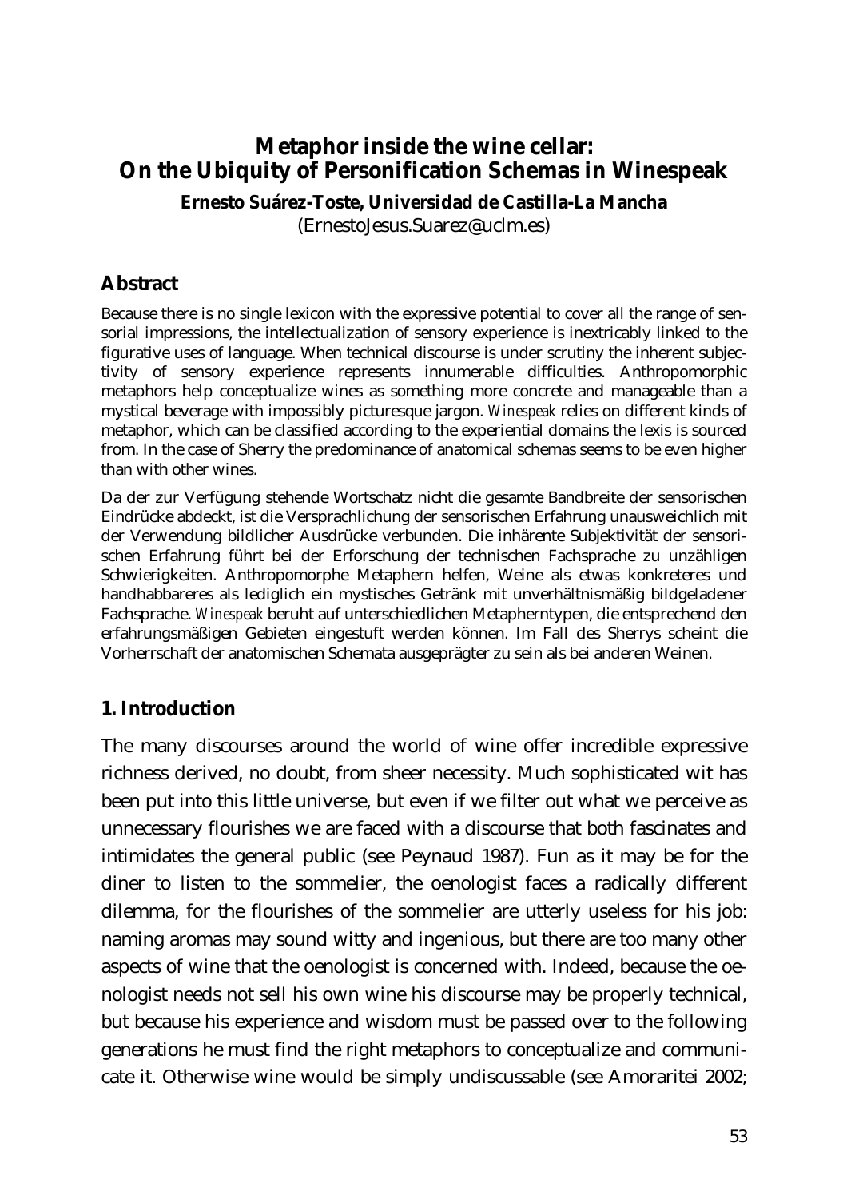# Metaphor inside the wine cellar: On the Ubiquity of Personification Schemas in Winespeak

**Ernesto Suárez-Toste, Universidad de Castilla-La Mancha**
(ErnestoJesus.Suarez@uclm.es)

## Abstract

Because there is no single lexicon with the expressive potential to cover all the range of sensorial impressions, the intellectualization of sensory experience is inextricably linked to the figurative uses of language. When technical discourse is under scrutiny the inherent subjectivity of sensory experience represents innumerable difficulties. Anthropomorphic metaphors help conceptualize wines as something more concrete and manageable than a mystical beverage with impossibly picturesque jargon. *Winespeak* relies on different kinds of metaphor, which can be classified according to the experiential domains the lexis is sourced from. In the case of Sherry the predominance of anatomical schemas seems to be even higher than with other wines.

Da der zur Verfügung stehende Wortschatz nicht die gesamte Bandbreite der sensorischen Eindrücke abdeckt, ist die Versprachlichung der sensorischen Erfahrung unausweichlich mit der Verwendung bildlicher Ausdrücke verbunden. Die inhärente Subjektivität der sensorischen Erfahrung führt bei der Erforschung der technischen Fachsprache zu unzähligen Schwierigkeiten. Anthropomorphe Metaphern helfen, Weine als etwas konkreteres und handhabbareres als lediglich ein mystisches Getränk mit unverhältnismäßig bildgeladener Fachsprache. *Winespeak* beruht auf unterschiedlichen Metapherntypen, die entsprechend den erfahrungsmäßigen Gebieten eingestuft werden können. Im Fall des Sherrys scheint die Vorherrschaft der anatomischen Schemata ausgeprägter zu sein als bei anderen Weinen.

## 1. Introduction

The many discourses around the world of wine offer incredible expressive richness derived, no doubt, from sheer necessity. Much sophisticated wit has been put into this little universe, but even if we filter out what we perceive as unnecessary flourishes we are faced with a discourse that both fascinates and intimidates the general public (see Peynaud 1987). Fun as it may be for the diner to listen to the sommelier, the oenologist faces a radically different dilemma, for the flourishes of the sommelier are utterly useless for his job: naming aromas may sound witty and ingenious, but there are too many other aspects of wine that the oenologist is concerned with. Indeed, because the oenologist needs not sell his own wine his discourse may be properly technical, but because his experience and wisdom must be passed over to the following generations he must find the right metaphors to conceptualize and communicate it. Otherwise wine would be simply undiscussable (see Amoraritei 2002;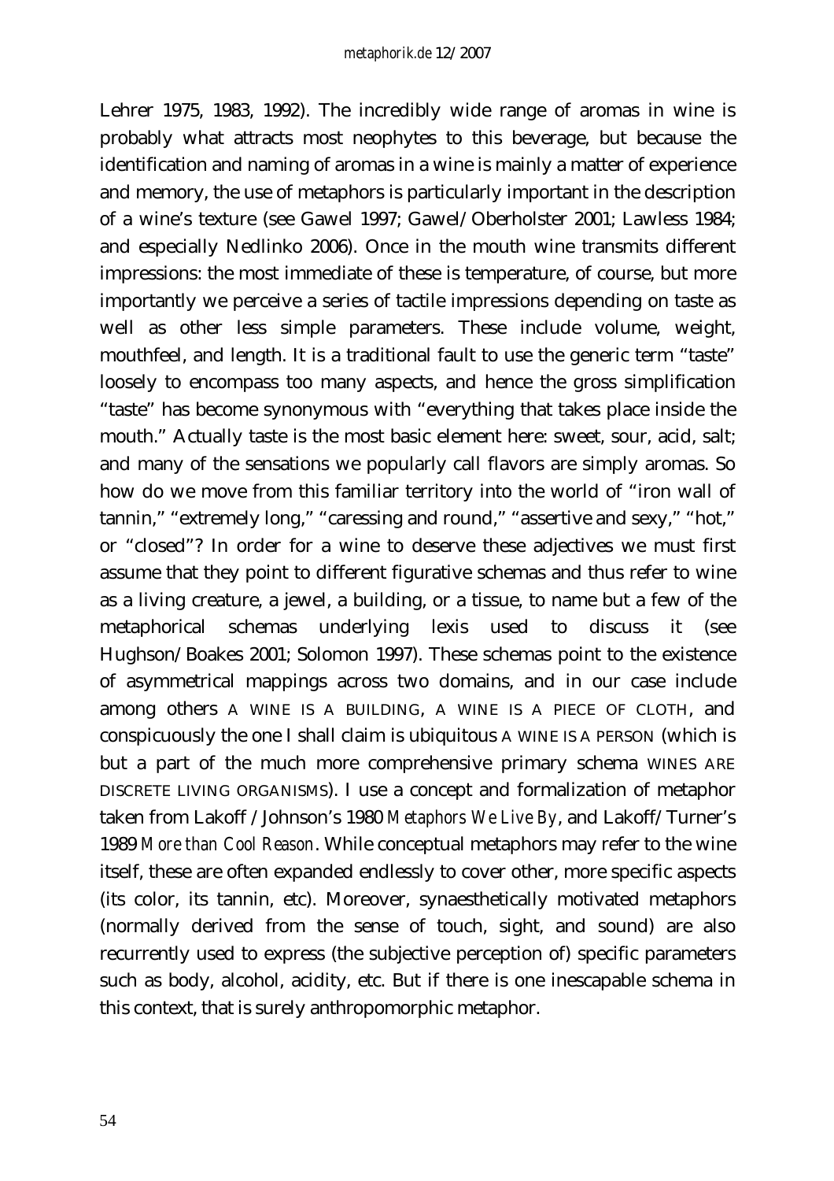Lehrer 1975, 1983, 1992). The incredibly wide range of aromas in wine is probably what attracts most neophytes to this beverage, but because the identification and naming of aromas in a wine is mainly a matter of experience and memory, the use of metaphors is particularly important in the description of a wine's texture (see Gawel 1997; Gawel/Oberholster 2001; Lawless 1984; and especially Nedlinko 2006). Once in the mouth wine transmits different impressions: the most immediate of these is temperature, of course, but more importantly we perceive a series of tactile impressions depending on taste as well as other less simple parameters. These include volume, weight, mouthfeel, and length. It is a traditional fault to use the generic term "taste" loosely to encompass too many aspects, and hence the gross simplification "taste" has become synonymous with "everything that takes place inside the mouth." Actually taste is the most basic element here: sweet, sour, acid, salt; and many of the sensations we popularly call flavors are simply aromas. So how do we move from this familiar territory into the world of "iron wall of tannin," "extremely long," "caressing and round," "assertive and sexy," "hot," or "closed"? In order for a wine to deserve these adjectives we must first assume that they point to different figurative schemas and thus refer to wine as a living creature, a jewel, a building, or a tissue, to name but a few of the metaphorical schemas underlying lexis used to discuss it (see Hughson/Boakes 2001; Solomon 1997). These schemas point to the existence of asymmetrical mappings across two domains, and in our case include among others A WINE IS A BUILDING, A WINE IS A PIECE OF CLOTH, and conspicuously the one I shall claim is ubiquitous A WINE IS A PERSON (which is but a part of the much more comprehensive primary schema WINES ARE DISCRETE LIVING ORGANISMS). I use a concept and formalization of metaphor taken from Lakoff / Johnson's 1980 *Metaphors We Live By*, and Lakoff/Turner's 1989 *More than Cool Reason*. While conceptual metaphors may refer to the wine itself, these are often expanded endlessly to cover other, more specific aspects (its color, its tannin, etc). Moreover, synaesthetically motivated metaphors (normally derived from the sense of touch, sight, and sound) are also recurrently used to express (the subjective perception of) specific parameters such as body, alcohol, acidity, etc. But if there is one inescapable schema in this context, that is surely anthropomorphic metaphor.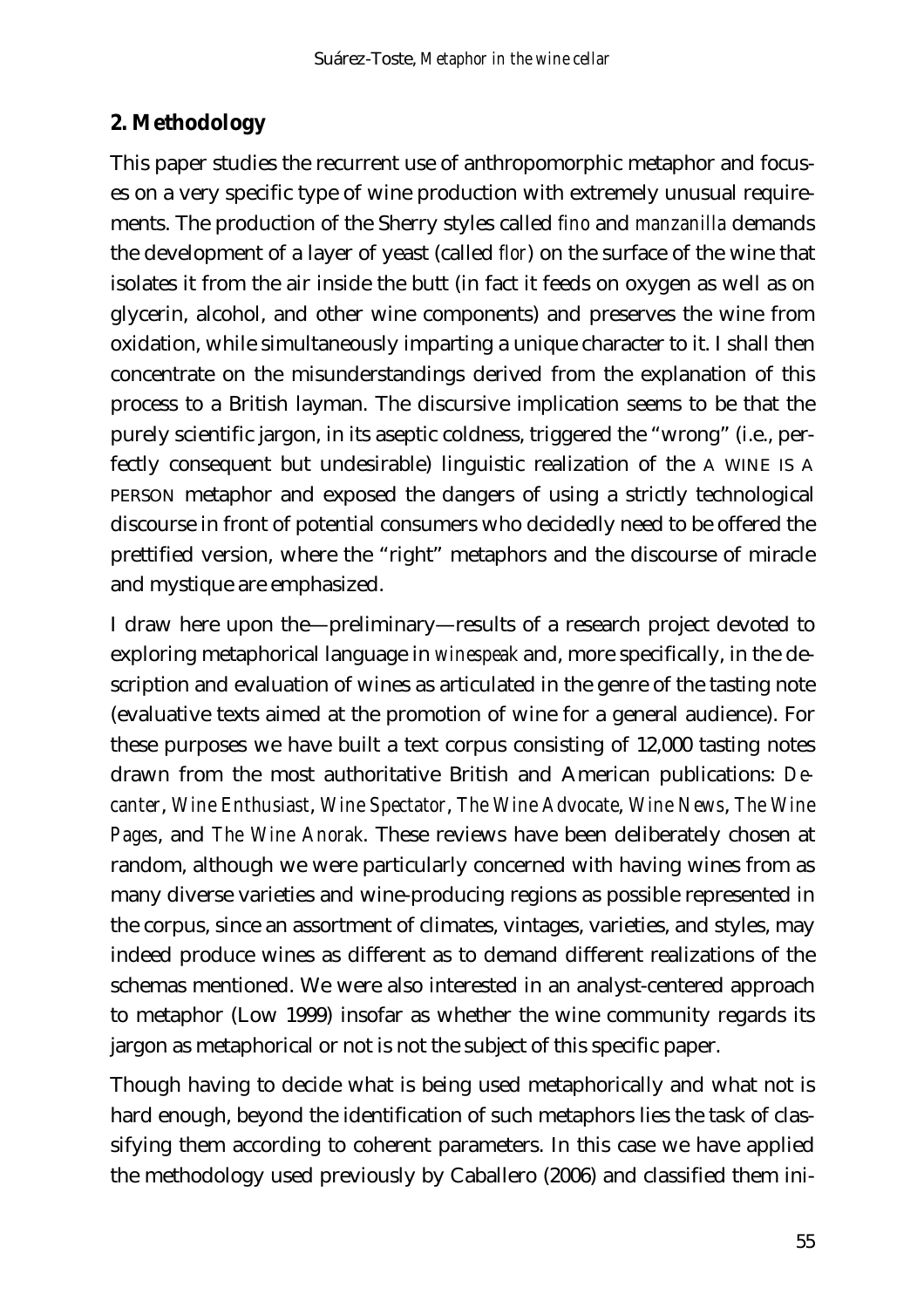## 2. Methodology

This paper studies the recurrent use of anthropomorphic metaphor and focuses on a very specific type of wine production with extremely unusual requirements. The production of the Sherry styles called *fino* and *manzanilla* demands the development of a layer of yeast (called *flor*) on the surface of the wine that isolates it from the air inside the butt (in fact it feeds on oxygen as well as on glycerin, alcohol, and other wine components) and preserves the wine from oxidation, while simultaneously imparting a unique character to it. I shall then concentrate on the misunderstandings derived from the explanation of this process to a British layman. The discursive implication seems to be that the purely scientific jargon, in its aseptic coldness, triggered the "wrong" (i.e., perfectly consequent but undesirable) linguistic realization of the A WINE IS A PERSON metaphor and exposed the dangers of using a strictly technological discourse in front of potential consumers who decidedly need to be offered the prettified version, where the "right" metaphors and the discourse of miracle and mystique are emphasized.

I draw here upon the—preliminary—results of a research project devoted to exploring metaphorical language in *winespeak* and, more specifically, in the description and evaluation of wines as articulated in the genre of the tasting note (evaluative texts aimed at the promotion of wine for a general audience). For these purposes we have built a text corpus consisting of 12,000 tasting notes drawn from the most authoritative British and American publications: *Decanter*, *Wine Enthusiast*, *Wine Spectator*, *The Wine Advocate*, *Wine News*, *The Wine Pages*, and *The Wine Anorak*. These reviews have been deliberately chosen at random, although we were particularly concerned with having wines from as many diverse varieties and wine-producing regions as possible represented in the corpus, since an assortment of climates, vintages, varieties, and styles, may indeed produce wines as different as to demand different realizations of the schemas mentioned. We were also interested in an analyst-centered approach to metaphor (Low 1999) insofar as whether the wine community regards its jargon as metaphorical or not is not the subject of this specific paper.

Though having to decide what is being used metaphorically and what not is hard enough, beyond the identification of such metaphors lies the task of classifying them according to coherent parameters. In this case we have applied the methodology used previously by Caballero (2006) and classified them ini-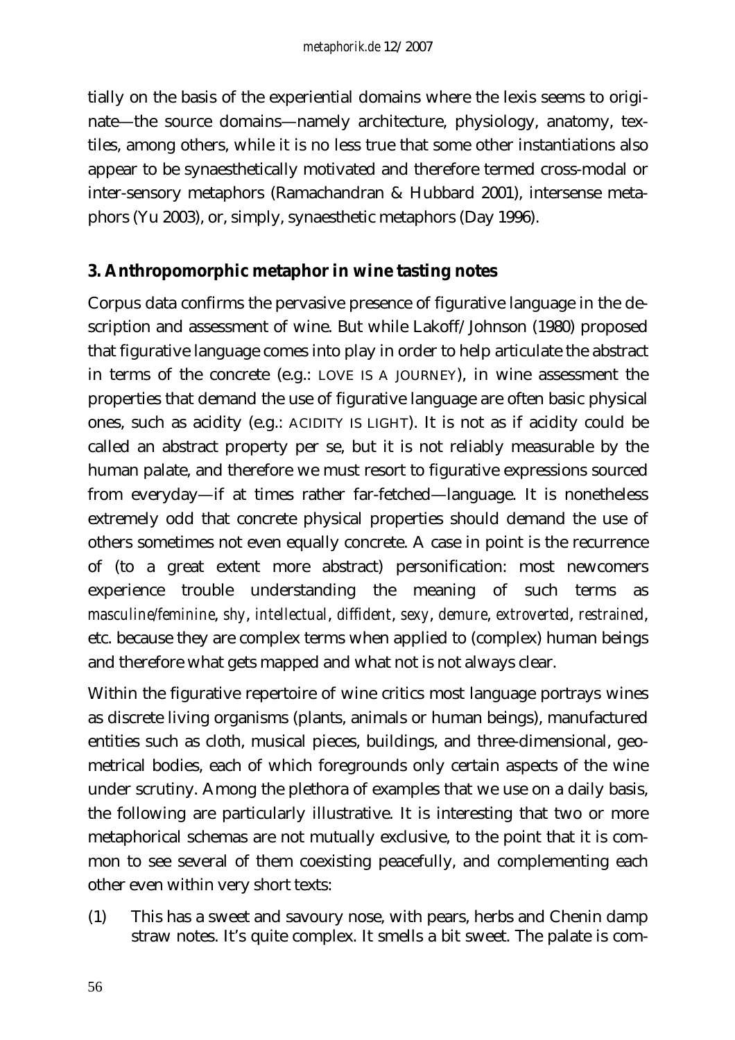tially on the basis of the experiential domains where the lexis seems to originate—the source domains—namely architecture, physiology, anatomy, textiles, among others, while it is no less true that some other instantiations also appear to be synaesthetically motivated and therefore termed cross-modal or inter-sensory metaphors (Ramachandran & Hubbard 2001), intersense metaphors (Yu 2003), or, simply, synaesthetic metaphors (Day 1996).

## 3. Anthropomorphic metaphor in wine tasting notes

Corpus data confirms the pervasive presence of figurative language in the description and assessment of wine. But while Lakoff/Johnson (1980) proposed that figurative language comes into play in order to help articulate the abstract in terms of the concrete (e.g.: LOVE IS A JOURNEY), in wine assessment the properties that demand the use of figurative language are often basic physical ones, such as acidity (e.g.: ACIDITY IS LIGHT). It is not as if acidity could be called an abstract property per se, but it is not reliably measurable by the human palate, and therefore we must resort to figurative expressions sourced from everyday—if at times rather far-fetched—language. It is nonetheless extremely odd that concrete physical properties should demand the use of others sometimes not even equally concrete. A case in point is the recurrence of (to a great extent more abstract) personification: most newcomers experience trouble understanding the meaning of such terms as *masculine/feminine*, *shy*, *intellectual*, *diffident*, *sexy*, *demure*, *extroverted*, *restrained*, etc. because they are complex terms when applied to (complex) human beings and therefore what gets mapped and what not is not always clear.

Within the figurative repertoire of wine critics most language portrays wines as discrete living organisms (plants, animals or human beings), manufactured entities such as cloth, musical pieces, buildings, and three-dimensional, geometrical bodies, each of which foregrounds only certain aspects of the wine under scrutiny. Among the plethora of examples that we use on a daily basis, the following are particularly illustrative. It is interesting that two or more metaphorical schemas are not mutually exclusive, to the point that it is common to see several of them coexisting peacefully, and complementing each other even within very short texts:

(1) This has a sweet and savoury nose, with pears, herbs and Chenin damp straw notes. It's quite complex. It smells a bit sweet. The palate is com-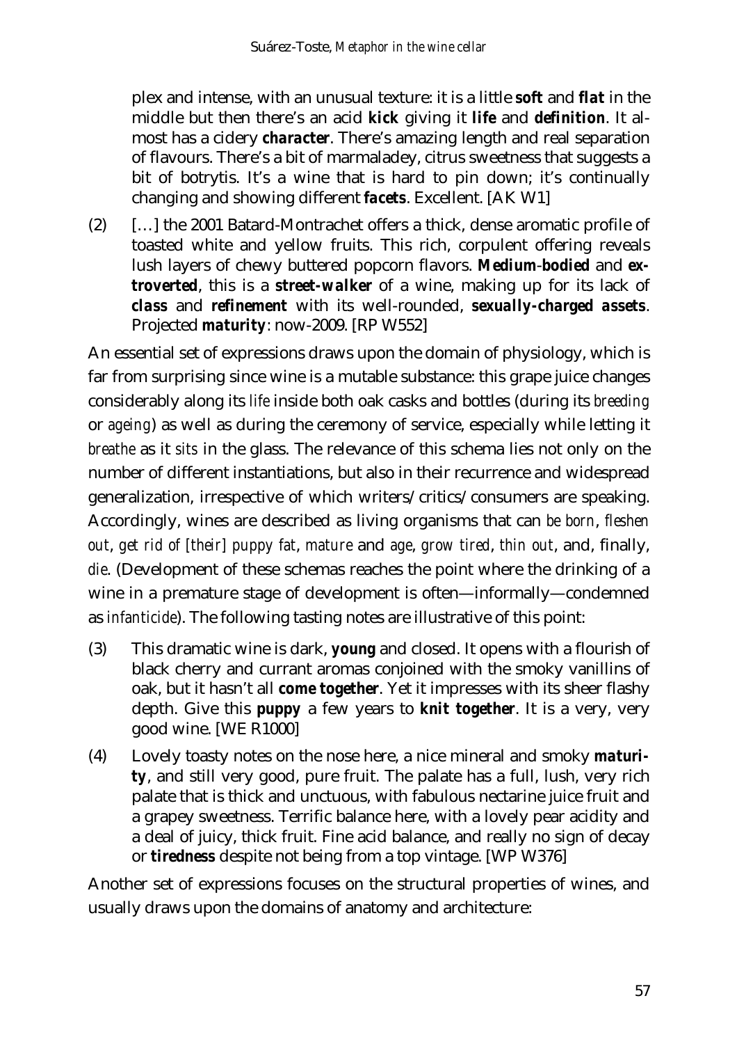plex and intense, with an unusual texture: it is a little ***soft*** and ***flat*** in the middle but then there's an acid ***kick*** giving it ***life*** and ***definition***. It almost has a cidery ***character***. There's amazing length and real separation of flavours. There's a bit of marmaladey, citrus sweetness that suggests a bit of botrytis. It's a wine that is hard to pin down; it's continually changing and showing different ***facets***. Excellent. [AK W1]

(2) […] the 2001 Batard-Montrachet offers a thick, dense aromatic profile of toasted white and yellow fruits. This rich, corpulent offering reveals lush layers of chewy buttered popcorn flavors. ***Medium-bodied*** and ***extroverted***, this is a ***street-walker*** of a wine, making up for its lack of ***class*** and ***refinement*** with its well-rounded, ***sexually-charged assets***. Projected ***maturity***: now-2009. [RP W552]

An essential set of expressions draws upon the domain of physiology, which is far from surprising since wine is a mutable substance: this grape juice changes considerably along its *life* inside both oak casks and bottles (during its *breeding* or *ageing*) as well as during the ceremony of service, especially while letting it *breathe* as it *sits* in the glass. The relevance of this schema lies not only on the number of different instantiations, but also in their recurrence and widespread generalization, irrespective of which writers/critics/consumers are speaking. Accordingly, wines are described as living organisms that can *be born*, *fleshen out*, *get rid of [their] puppy fat*, *mature* and *age*, *grow tired*, *thin out*, and, finally, *die*. (Development of these schemas reaches the point where the drinking of a wine in a premature stage of development is often—informally—condemned as *infanticide*). The following tasting notes are illustrative of this point:

(3) This dramatic wine is dark, ***young*** and closed. It opens with a flourish of black cherry and currant aromas conjoined with the smoky vanillins of oak, but it hasn't all ***come together***. Yet it impresses with its sheer flashy depth. Give this ***puppy*** a few years to ***knit together***. It is a very, very good wine. [WE R1000]

(4) Lovely toasty notes on the nose here, a nice mineral and smoky ***maturity***, and still very good, pure fruit. The palate has a full, lush, very rich palate that is thick and unctuous, with fabulous nectarine juice fruit and a grapey sweetness. Terrific balance here, with a lovely pear acidity and a deal of juicy, thick fruit. Fine acid balance, and really no sign of decay or ***tiredness*** despite not being from a top vintage. [WP W376]

Another set of expressions focuses on the structural properties of wines, and usually draws upon the domains of anatomy and architecture: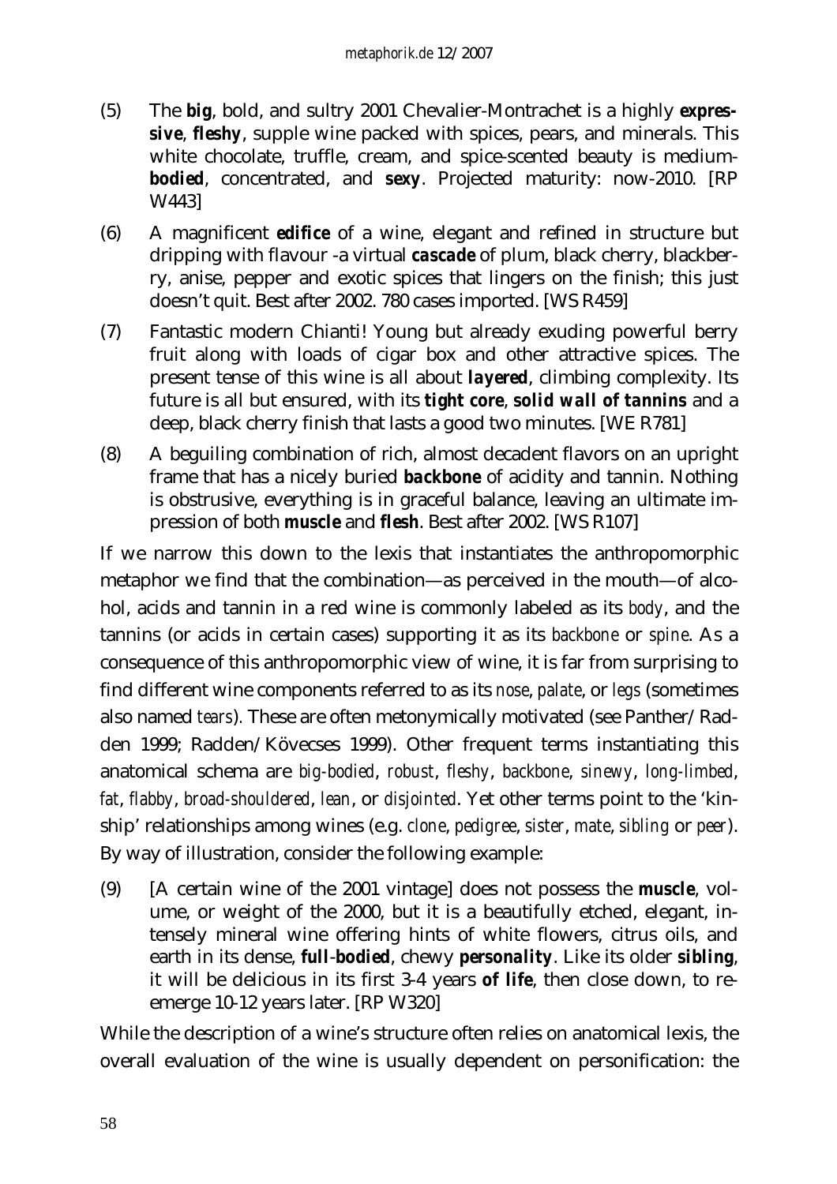(5) The **big**, bold, and sultry 2001 Chevalier-Montrachet is a highly **expressive**, **fleshy**, supple wine packed with spices, pears, and minerals. This white chocolate, truffle, cream, and spice-scented beauty is medium-**bodied**, concentrated, and **sexy**. Projected maturity: now-2010. [RP W443]

(6) A magnificent **edifice** of a wine, elegant and refined in structure but dripping with flavour -a virtual **cascade** of plum, black cherry, blackberry, anise, pepper and exotic spices that lingers on the finish; this just doesn't quit. Best after 2002. 780 cases imported. [WS R459]

(7) Fantastic modern Chianti! Young but already exuding powerful berry fruit along with loads of cigar box and other attractive spices. The present tense of this wine is all about **layered**, climbing complexity. Its future is all but ensured, with its **tight core**, **solid wall of tannins** and a deep, black cherry finish that lasts a good two minutes. [WE R781]

(8) A beguiling combination of rich, almost decadent flavors on an upright frame that has a nicely buried **backbone** of acidity and tannin. Nothing is obstrusive, everything is in graceful balance, leaving an ultimate impression of both **muscle** and **flesh**. Best after 2002. [WS R107]

If we narrow this down to the lexis that instantiates the anthropomorphic metaphor we find that the combination—as perceived in the mouth—of alcohol, acids and tannin in a red wine is commonly labeled as its *body*, and the tannins (or acids in certain cases) supporting it as its *backbone* or *spine*. As a consequence of this anthropomorphic view of wine, it is far from surprising to find different wine components referred to as its *nose*, *palate*, or *legs* (sometimes also named *tears*). These are often metonymically motivated (see Panther/Radden 1999; Radden/Kövecses 1999). Other frequent terms instantiating this anatomical schema are *big-bodied*, *robust*, *fleshy*, *backbone*, *sinewy*, *long-limbed*, *fat*, *flabby*, *broad-shouldered*, *lean*, or *disjointed*. Yet other terms point to the 'kinship' relationships among wines (e.g. *clone*, *pedigree*, *sister*, *mate*, *sibling* or *peer*). By way of illustration, consider the following example:

(9) [A certain wine of the 2001 vintage] does not possess the **muscle**, volume, or weight of the 2000, but it is a beautifully etched, elegant, intensely mineral wine offering hints of white flowers, citrus oils, and earth in its dense, **full-bodied**, chewy **personality**. Like its older **sibling**, it will be delicious in its first 3-4 years **of life**, then close down, to re-emerge 10-12 years later. [RP W320]

While the description of a wine's structure often relies on anatomical lexis, the overall evaluation of the wine is usually dependent on personification: the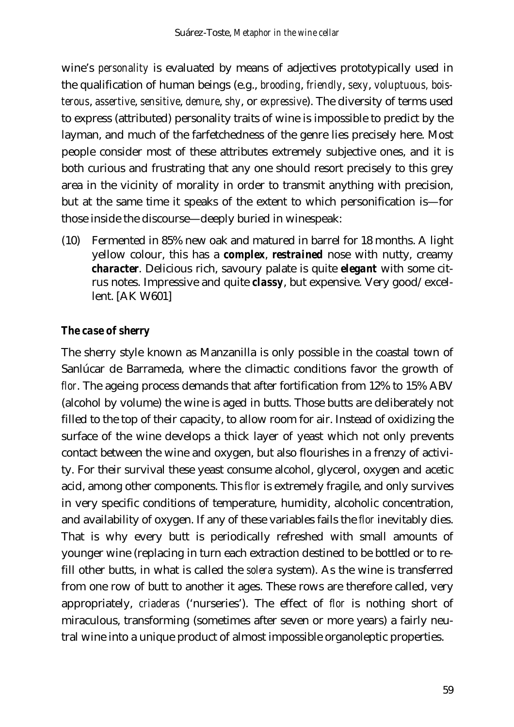wine's *personality* is evaluated by means of adjectives prototypically used in the qualification of human beings (e.g., *brooding*, *friendly*, *sexy*, *voluptuous, boisterous*, *assertive*, *sensitive*, *demure*, *shy*, or *expressive*). The diversity of terms used to express (attributed) personality traits of wine is impossible to predict by the layman, and much of the farfetchedness of the genre lies precisely here. Most people consider most of these attributes extremely subjective ones, and it is both curious and frustrating that any one should resort precisely to this grey area in the vicinity of morality in order to transmit anything with precision, but at the same time it speaks of the extent to which personification is—for those inside the discourse—deeply buried in winespeak:

(10) Fermented in 85% new oak and matured in barrel for 18 months. A light yellow colour, this has a ***complex***, ***restrained*** nose with nutty, creamy ***character***. Delicious rich, savoury palate is quite ***elegant*** with some citrus notes. Impressive and quite ***classy***, but expensive. Very good/excellent. [AK W601]

### *The case of sherry*

The sherry style known as Manzanilla is only possible in the coastal town of Sanlúcar de Barrameda, where the climactic conditions favor the growth of *flor*. The ageing process demands that after fortification from 12% to 15% ABV (alcohol by volume) the wine is aged in butts. Those butts are deliberately not filled to the top of their capacity, to allow room for air. Instead of oxidizing the surface of the wine develops a thick layer of yeast which not only prevents contact between the wine and oxygen, but also flourishes in a frenzy of activity. For their survival these yeast consume alcohol, glycerol, oxygen and acetic acid, among other components. This *flor* is extremely fragile, and only survives in very specific conditions of temperature, humidity, alcoholic concentration, and availability of oxygen. If any of these variables fails the *flor* inevitably dies. That is why every butt is periodically refreshed with small amounts of younger wine (replacing in turn each extraction destined to be bottled or to refill other butts, in what is called the *solera* system). As the wine is transferred from one row of butt to another it ages. These rows are therefore called, very appropriately, *criaderas* ('nurseries'). The effect of *flor* is nothing short of miraculous, transforming (sometimes after seven or more years) a fairly neutral wine into a unique product of almost impossible organoleptic properties.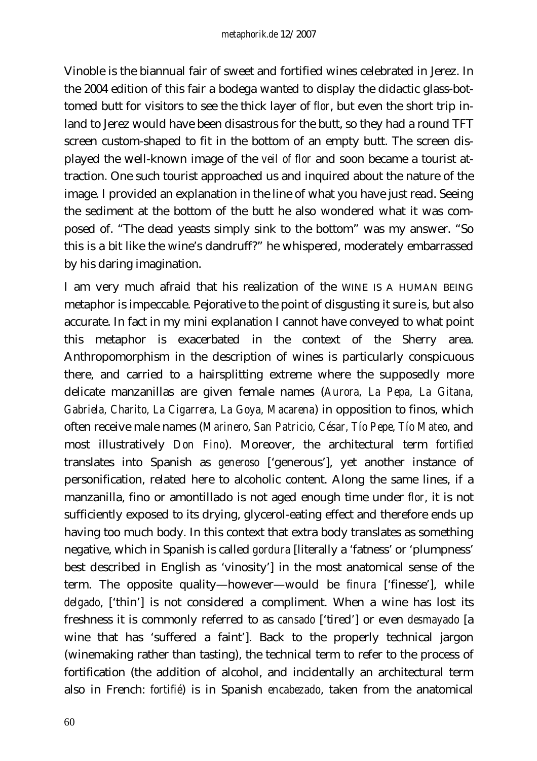Vinoble is the biannual fair of sweet and fortified wines celebrated in Jerez. In the 2004 edition of this fair a bodega wanted to display the didactic glass-bottomed butt for visitors to see the thick layer of *flor*, but even the short trip inland to Jerez would have been disastrous for the butt, so they had a round TFT screen custom-shaped to fit in the bottom of an empty butt. The screen displayed the well-known image of the *veil of flor* and soon became a tourist attraction. One such tourist approached us and inquired about the nature of the image. I provided an explanation in the line of what you have just read. Seeing the sediment at the bottom of the butt he also wondered what it was composed of. "The dead yeasts simply sink to the bottom" was my answer. "So this is a bit like the wine's dandruff?" he whispered, moderately embarrassed by his daring imagination.

I am very much afraid that his realization of the WINE IS A HUMAN BEING metaphor is impeccable. Pejorative to the point of disgusting it sure is, but also accurate. In fact in my mini explanation I cannot have conveyed to what point this metaphor is exacerbated in the context of the Sherry area. Anthropomorphism in the description of wines is particularly conspicuous there, and carried to a hairsplitting extreme where the supposedly more delicate manzanillas are given female names (*Aurora, La Pepa, La Gitana, Gabriela, Charito, La Cigarrera, La Goya, Macarena*) in opposition to finos, which often receive male names (*Marinero, San Patricio, César, Tío Pepe, Tío Mateo,* and most illustratively *Don Fino*). Moreover, the architectural term *fortified* translates into Spanish as *generoso* ['generous'], yet another instance of personification, related here to alcoholic content. Along the same lines, if a manzanilla, fino or amontillado is not aged enough time under *flor*, it is not sufficiently exposed to its drying, glycerol-eating effect and therefore ends up having too much body. In this context that extra body translates as something negative, which in Spanish is called *gordura* [literally a 'fatness' or 'plumpness' best described in English as 'vinosity'] in the most anatomical sense of the term. The opposite quality—however—would be *finura* ['finesse'], while *delgado*, ['thin'] is not considered a compliment. When a wine has lost its freshness it is commonly referred to as *cansado* ['tired'] or even *desmayado* [a wine that has 'suffered a faint']. Back to the properly technical jargon (winemaking rather than tasting), the technical term to refer to the process of fortification (the addition of alcohol, and incidentally an architectural term also in French: *fortifié*) is in Spanish *encabezado*, taken from the anatomical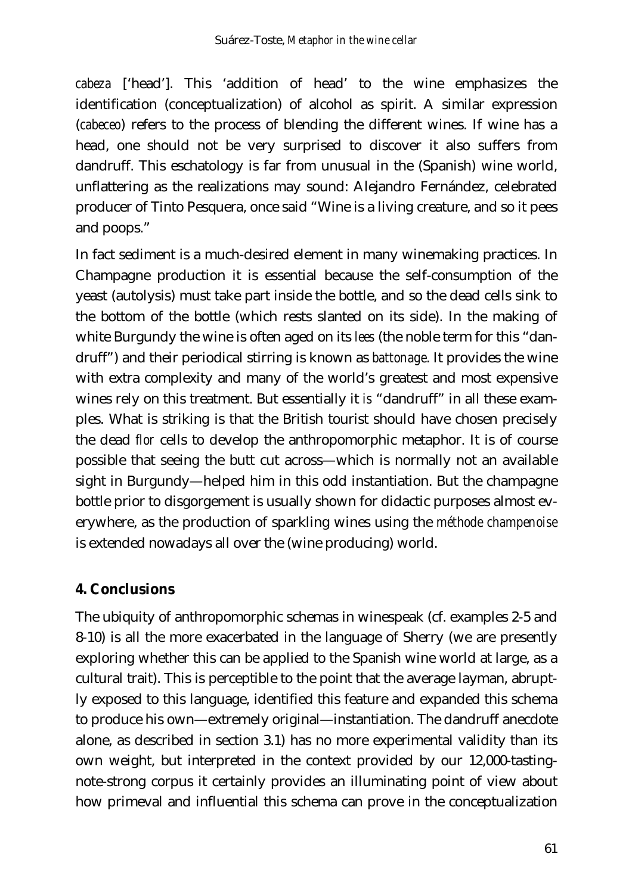*cabeza* ['head']. This 'addition of head' to the wine emphasizes the identification (conceptualization) of alcohol as spirit. A similar expression (*cabeceo*) refers to the process of blending the different wines. If wine has a head, one should not be very surprised to discover it also suffers from dandruff. This eschatology is far from unusual in the (Spanish) wine world, unflattering as the realizations may sound: Alejandro Fernández, celebrated producer of Tinto Pesquera, once said "Wine is a living creature, and so it pees and poops."

In fact sediment is a much-desired element in many winemaking practices. In Champagne production it is essential because the self-consumption of the yeast (autolysis) must take part inside the bottle, and so the dead cells sink to the bottom of the bottle (which rests slanted on its side). In the making of white Burgundy the wine is often aged on its *lees* (the noble term for this "dandruff") and their periodical stirring is known as *battonage*. It provides the wine with extra complexity and many of the world's greatest and most expensive wines rely on this treatment. But essentially it *is* "dandruff" in all these examples. What is striking is that the British tourist should have chosen precisely the dead *flor* cells to develop the anthropomorphic metaphor. It is of course possible that seeing the butt cut across—which is normally not an available sight in Burgundy—helped him in this odd instantiation. But the champagne bottle prior to disgorgement is usually shown for didactic purposes almost everywhere, as the production of sparkling wines using the *méthode champenoise* is extended nowadays all over the (wine producing) world.

## 4. Conclusions

The ubiquity of anthropomorphic schemas in winespeak (cf. examples 2-5 and 8-10) is all the more exacerbated in the language of Sherry (we are presently exploring whether this can be applied to the Spanish wine world at large, as a cultural trait). This is perceptible to the point that the average layman, abruptly exposed to this language, identified this feature and expanded this schema to produce his own—extremely original—instantiation. The dandruff anecdote alone, as described in section 3.1) has no more experimental validity than its own weight, but interpreted in the context provided by our 12,000-tasting-note-strong corpus it certainly provides an illuminating point of view about how primeval and influential this schema can prove in the conceptualization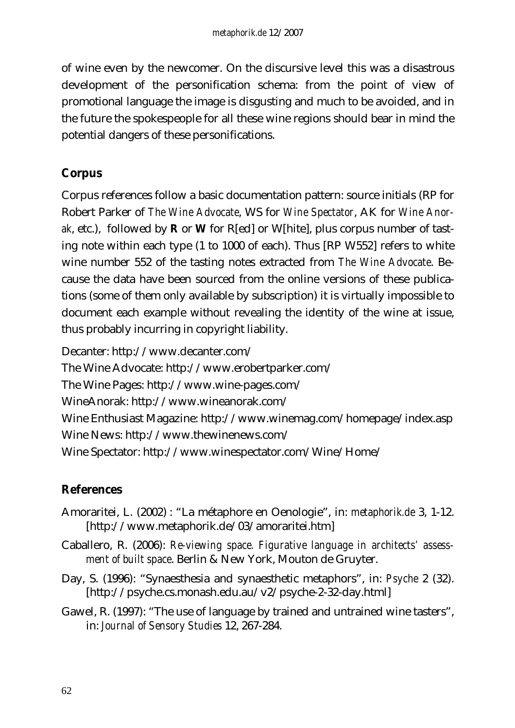of wine even by the newcomer. On the discursive level this was a disastrous development of the personification schema: from the point of view of promotional language the image is disgusting and much to be avoided, and in the future the spokespeople for all these wine regions should bear in mind the potential dangers of these personifications.

## Corpus

Corpus references follow a basic documentation pattern: source initials (RP for Robert Parker of *The Wine Advocate*, WS for *Wine Spectator*, AK for *Wine Anorak*, etc.), followed by **R** or **W** for R[ed] or W[hite], plus corpus number of tasting note within each type (1 to 1000 of each). Thus [RP W552] refers to white wine number 552 of the tasting notes extracted from *The Wine Advocate*. Because the data have been sourced from the online versions of these publications (some of them only available by subscription) it is virtually impossible to document each example without revealing the identity of the wine at issue, thus probably incurring in copyright liability.

Decanter: http://www.decanter.com/
The Wine Advocate: http://www.erobertparker.com/
The Wine Pages: http://www.wine-pages.com/
WineAnorak: http://www.wineanorak.com/
Wine Enthusiast Magazine: http://www.winemag.com/homepage/index.asp
Wine News: http://www.thewinenews.com/
Wine Spectator: http://www.winespectator.com/Wine/Home/

## References

Amoraritei, L. (2002) : "La métaphore en Oenologie", in: *metaphorik.de* 3, 1-12. [http://www.metaphorik.de/03/amoraritei.htm]

Caballero, R. (2006): *Re-viewing space. Figurative language in architects' assessment of built space*. Berlin & New York, Mouton de Gruyter.

Day, S. (1996): "Synaesthesia and synaesthetic metaphors", in: *Psyche* 2 (32). [http://psyche.cs.monash.edu.au/v2/psyche-2-32-day.html]

Gawel, R. (1997): "The use of language by trained and untrained wine tasters", in: *Journal of Sensory Studies* 12, 267-284.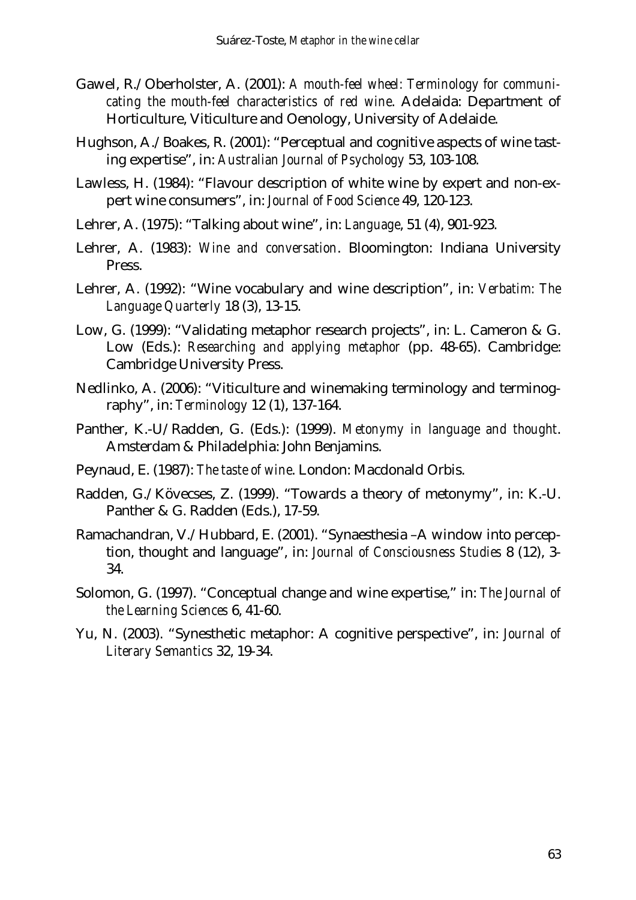Gawel, R./ Oberholster, A. (2001): *A mouth-feel wheel: Terminology for communicating the mouth-feel characteristics of red wine*. Adelaida: Department of Horticulture, Viticulture and Oenology, University of Adelaide.

Hughson, A./ Boakes, R. (2001): "Perceptual and cognitive aspects of wine tasting expertise", in: *Australian Journal of Psychology* 53, 103-108.

Lawless, H. (1984): "Flavour description of white wine by expert and non-expert wine consumers", in: *Journal of Food Science* 49, 120-123.

Lehrer, A. (1975): "Talking about wine", in: *Language*, 51 (4), 901-923.

Lehrer, A. (1983): *Wine and conversation*. Bloomington: Indiana University Press.

Lehrer, A. (1992): "Wine vocabulary and wine description", in: *Verbatim: The Language Quarterly* 18 (3), 13-15.

Low, G. (1999): "Validating metaphor research projects", in: L. Cameron & G. Low (Eds.): *Researching and applying metaphor* (pp. 48-65). Cambridge: Cambridge University Press.

Nedlinko, A. (2006): "Viticulture and winemaking terminology and terminography", in: *Terminology* 12 (1), 137-164.

Panther, K.-U/ Radden, G. (Eds.): (1999). *Metonymy in language and thought*. Amsterdam & Philadelphia: John Benjamins.

Peynaud, E. (1987): *The taste of wine*. London: Macdonald Orbis.

Radden, G./ Kövecses, Z. (1999). "Towards a theory of metonymy", in: K.-U. Panther & G. Radden (Eds.), 17-59.

Ramachandran, V./ Hubbard, E. (2001). "Synaesthesia –A window into perception, thought and language", in: *Journal of Consciousness Studies* 8 (12), 3-34.

Solomon, G. (1997). "Conceptual change and wine expertise," in: *The Journal of the Learning Sciences* 6, 41-60.

Yu, N. (2003). "Synesthetic metaphor: A cognitive perspective", in: *Journal of Literary Semantics* 32, 19-34.